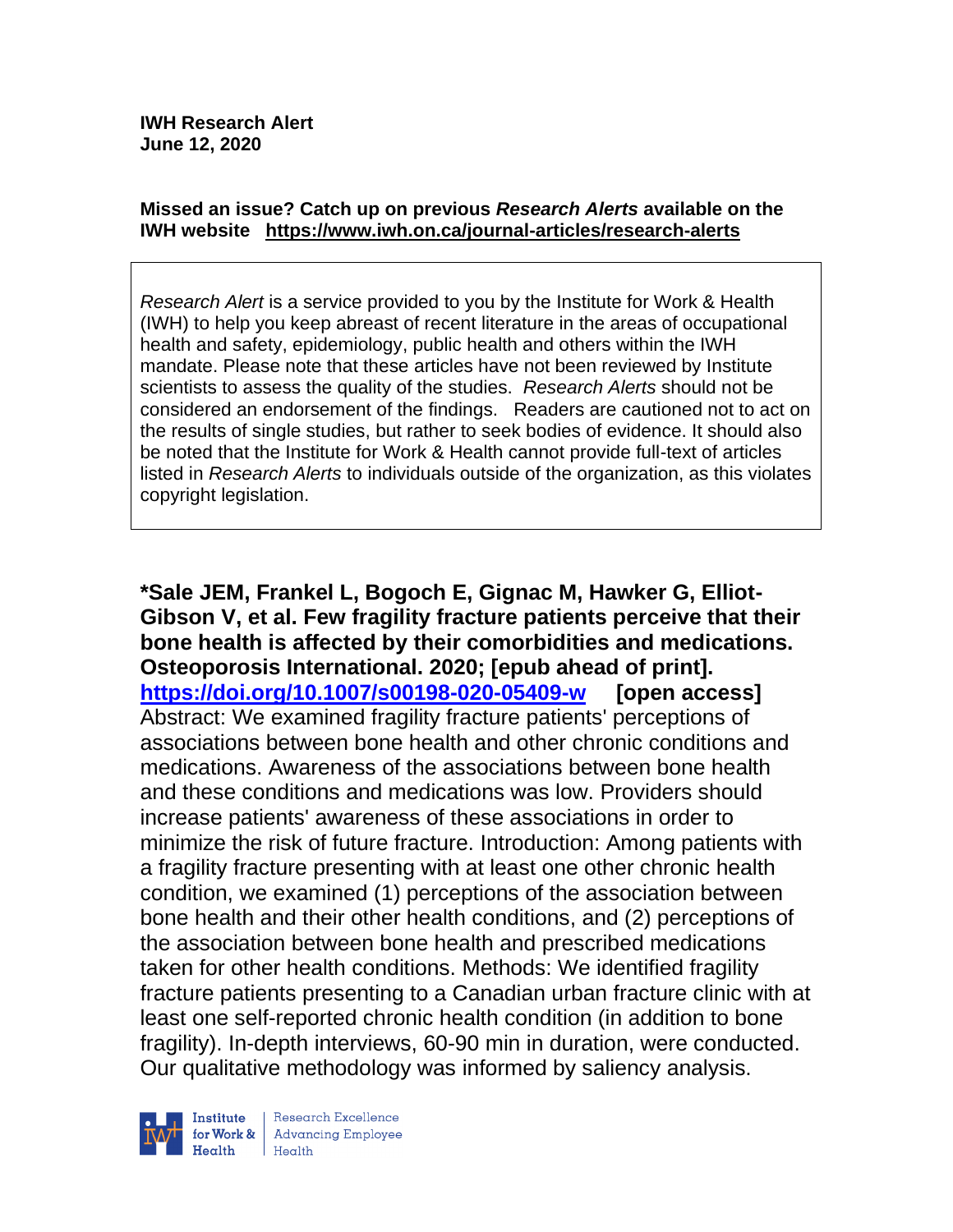**IWH Research Alert**
**June 12, 2020**

**Missed an issue? Catch up on previous *Research Alerts* available on the IWH website https://www.iwh.on.ca/journal-articles/research-alerts**

*Research Alert* is a service provided to you by the Institute for Work & Health (IWH) to help you keep abreast of recent literature in the areas of occupational health and safety, epidemiology, public health and others within the IWH mandate. Please note that these articles have not been reviewed by Institute scientists to assess the quality of the studies. *Research Alerts* should not be considered an endorsement of the findings. Readers are cautioned not to act on the results of single studies, but rather to seek bodies of evidence. It should also be noted that the Institute for Work & Health cannot provide full-text of articles listed in *Research Alerts* to individuals outside of the organization, as this violates copyright legislation.

**\*Sale JEM, Frankel L, Bogoch E, Gignac M, Hawker G, Elliot-Gibson V, et al. Few fragility fracture patients perceive that their bone health is affected by their comorbidities and medications. Osteoporosis International. 2020; [epub ahead of print].**
**https://doi.org/10.1007/s00198-020-05409-w [open access]**
Abstract: We examined fragility fracture patients' perceptions of associations between bone health and other chronic conditions and medications. Awareness of the associations between bone health and these conditions and medications was low. Providers should increase patients' awareness of these associations in order to minimize the risk of future fracture. Introduction: Among patients with a fragility fracture presenting with at least one other chronic health condition, we examined (1) perceptions of the association between bone health and their other health conditions, and (2) perceptions of the association between bone health and prescribed medications taken for other health conditions. Methods: We identified fragility fracture patients presenting to a Canadian urban fracture clinic with at least one self-reported chronic health condition (in addition to bone fragility). In-depth interviews, 60-90 min in duration, were conducted. Our qualitative methodology was informed by saliency analysis.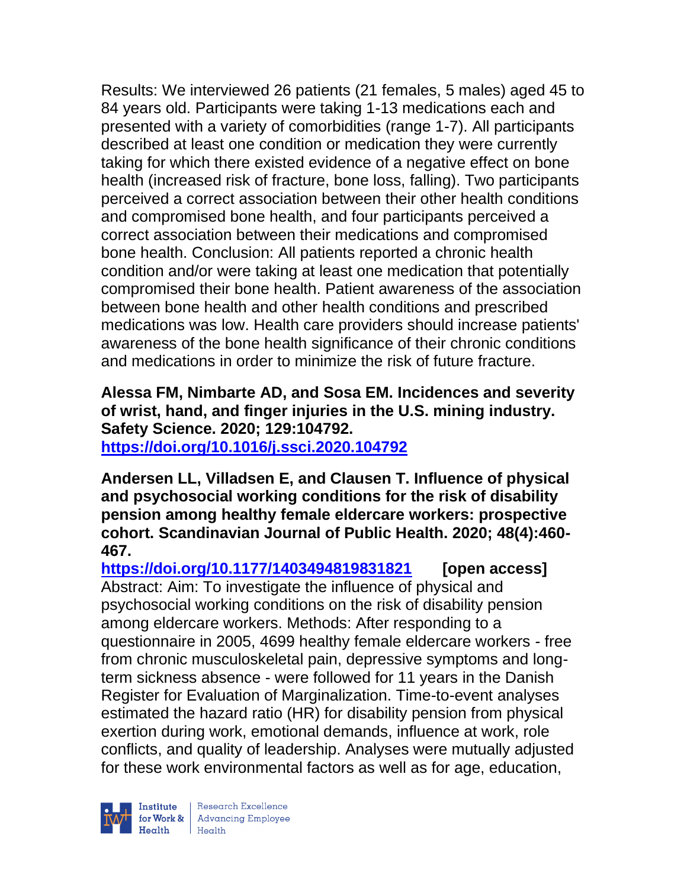Results: We interviewed 26 patients (21 females, 5 males) aged 45 to 84 years old. Participants were taking 1-13 medications each and presented with a variety of comorbidities (range 1-7). All participants described at least one condition or medication they were currently taking for which there existed evidence of a negative effect on bone health (increased risk of fracture, bone loss, falling). Two participants perceived a correct association between their other health conditions and compromised bone health, and four participants perceived a correct association between their medications and compromised bone health. Conclusion: All patients reported a chronic health condition and/or were taking at least one medication that potentially compromised their bone health. Patient awareness of the association between bone health and other health conditions and prescribed medications was low. Health care providers should increase patients' awareness of the bone health significance of their chronic conditions and medications in order to minimize the risk of future fracture.

**Alessa FM, Nimbarte AD, and Sosa EM. Incidences and severity of wrist, hand, and finger injuries in the U.S. mining industry. Safety Science. 2020; 129:104792.**
**https://doi.org/10.1016/j.ssci.2020.104792**

**Andersen LL, Villadsen E, and Clausen T. Influence of physical and psychosocial working conditions for the risk of disability pension among healthy female eldercare workers: prospective cohort. Scandinavian Journal of Public Health. 2020; 48(4):460-467.**
**https://doi.org/10.1177/1403494819831821 [open access]**
Abstract: Aim: To investigate the influence of physical and psychosocial working conditions on the risk of disability pension among eldercare workers. Methods: After responding to a questionnaire in 2005, 4699 healthy female eldercare workers - free from chronic musculoskeletal pain, depressive symptoms and long-term sickness absence - were followed for 11 years in the Danish Register for Evaluation of Marginalization. Time-to-event analyses estimated the hazard ratio (HR) for disability pension from physical exertion during work, emotional demands, influence at work, role conflicts, and quality of leadership. Analyses were mutually adjusted for these work environmental factors as well as for age, education,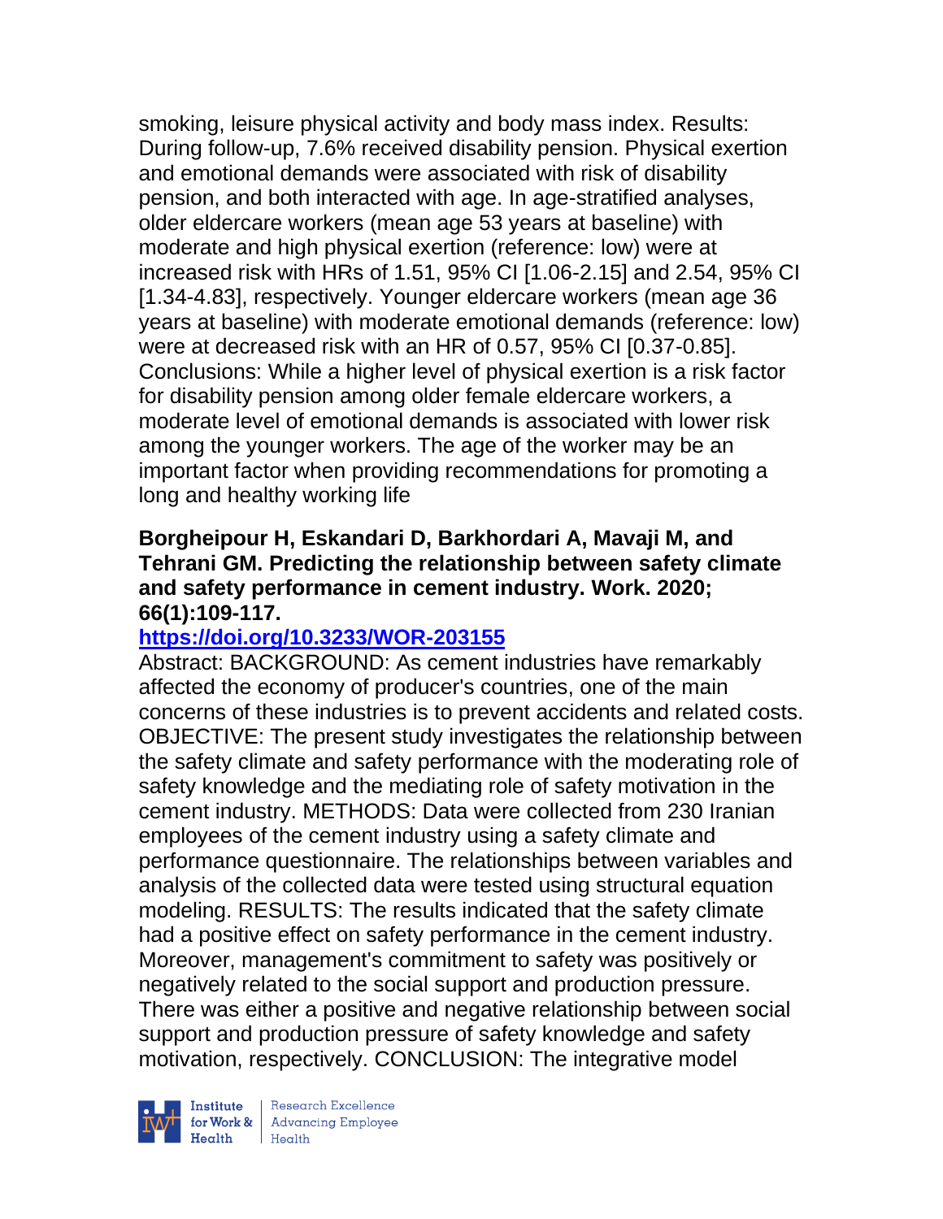smoking, leisure physical activity and body mass index. Results: During follow-up, 7.6% received disability pension. Physical exertion and emotional demands were associated with risk of disability pension, and both interacted with age. In age-stratified analyses, older eldercare workers (mean age 53 years at baseline) with moderate and high physical exertion (reference: low) were at increased risk with HRs of 1.51, 95% CI [1.06-2.15] and 2.54, 95% CI [1.34-4.83], respectively. Younger eldercare workers (mean age 36 years at baseline) with moderate emotional demands (reference: low) were at decreased risk with an HR of 0.57, 95% CI [0.37-0.85]. Conclusions: While a higher level of physical exertion is a risk factor for disability pension among older female eldercare workers, a moderate level of emotional demands is associated with lower risk among the younger workers. The age of the worker may be an important factor when providing recommendations for promoting a long and healthy working life

**Borgheipour H, Eskandari D, Barkhordari A, Mavaji M, and Tehrani GM. Predicting the relationship between safety climate and safety performance in cement industry. Work. 2020; 66(1):109-117.**

**https://doi.org/10.3233/WOR-203155**

Abstract: BACKGROUND: As cement industries have remarkably affected the economy of producer's countries, one of the main concerns of these industries is to prevent accidents and related costs. OBJECTIVE: The present study investigates the relationship between the safety climate and safety performance with the moderating role of safety knowledge and the mediating role of safety motivation in the cement industry. METHODS: Data were collected from 230 Iranian employees of the cement industry using a safety climate and performance questionnaire. The relationships between variables and analysis of the collected data were tested using structural equation modeling. RESULTS: The results indicated that the safety climate had a positive effect on safety performance in the cement industry. Moreover, management's commitment to safety was positively or negatively related to the social support and production pressure. There was either a positive and negative relationship between social support and production pressure of safety knowledge and safety motivation, respectively. CONCLUSION: The integrative model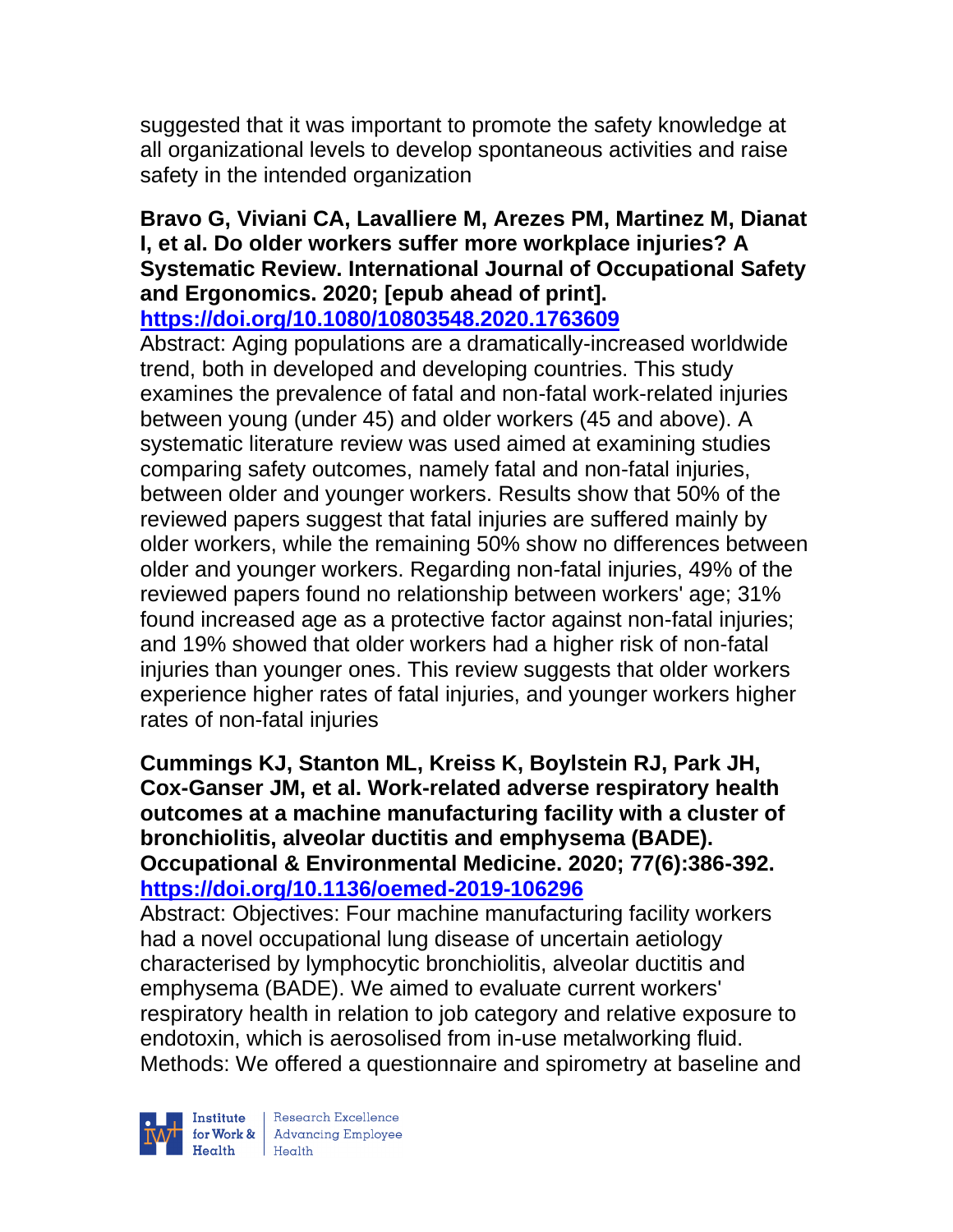suggested that it was important to promote the safety knowledge at all organizational levels to develop spontaneous activities and raise safety in the intended organization

**Bravo G, Viviani CA, Lavalliere M, Arezes PM, Martinez M, Dianat I, et al. Do older workers suffer more workplace injuries? A Systematic Review. International Journal of Occupational Safety and Ergonomics. 2020; [epub ahead of print].**
**https://doi.org/10.1080/10803548.2020.1763609**

Abstract: Aging populations are a dramatically-increased worldwide trend, both in developed and developing countries. This study examines the prevalence of fatal and non-fatal work-related injuries between young (under 45) and older workers (45 and above). A systematic literature review was used aimed at examining studies comparing safety outcomes, namely fatal and non-fatal injuries, between older and younger workers. Results show that 50% of the reviewed papers suggest that fatal injuries are suffered mainly by older workers, while the remaining 50% show no differences between older and younger workers. Regarding non-fatal injuries, 49% of the reviewed papers found no relationship between workers' age; 31% found increased age as a protective factor against non-fatal injuries; and 19% showed that older workers had a higher risk of non-fatal injuries than younger ones. This review suggests that older workers experience higher rates of fatal injuries, and younger workers higher rates of non-fatal injuries

**Cummings KJ, Stanton ML, Kreiss K, Boylstein RJ, Park JH, Cox-Ganser JM, et al. Work-related adverse respiratory health outcomes at a machine manufacturing facility with a cluster of bronchiolitis, alveolar ductitis and emphysema (BADE). Occupational & Environmental Medicine. 2020; 77(6):386-392.**
**https://doi.org/10.1136/oemed-2019-106296**

Abstract: Objectives: Four machine manufacturing facility workers had a novel occupational lung disease of uncertain aetiology characterised by lymphocytic bronchiolitis, alveolar ductitis and emphysema (BADE). We aimed to evaluate current workers' respiratory health in relation to job category and relative exposure to endotoxin, which is aerosolised from in-use metalworking fluid. Methods: We offered a questionnaire and spirometry at baseline and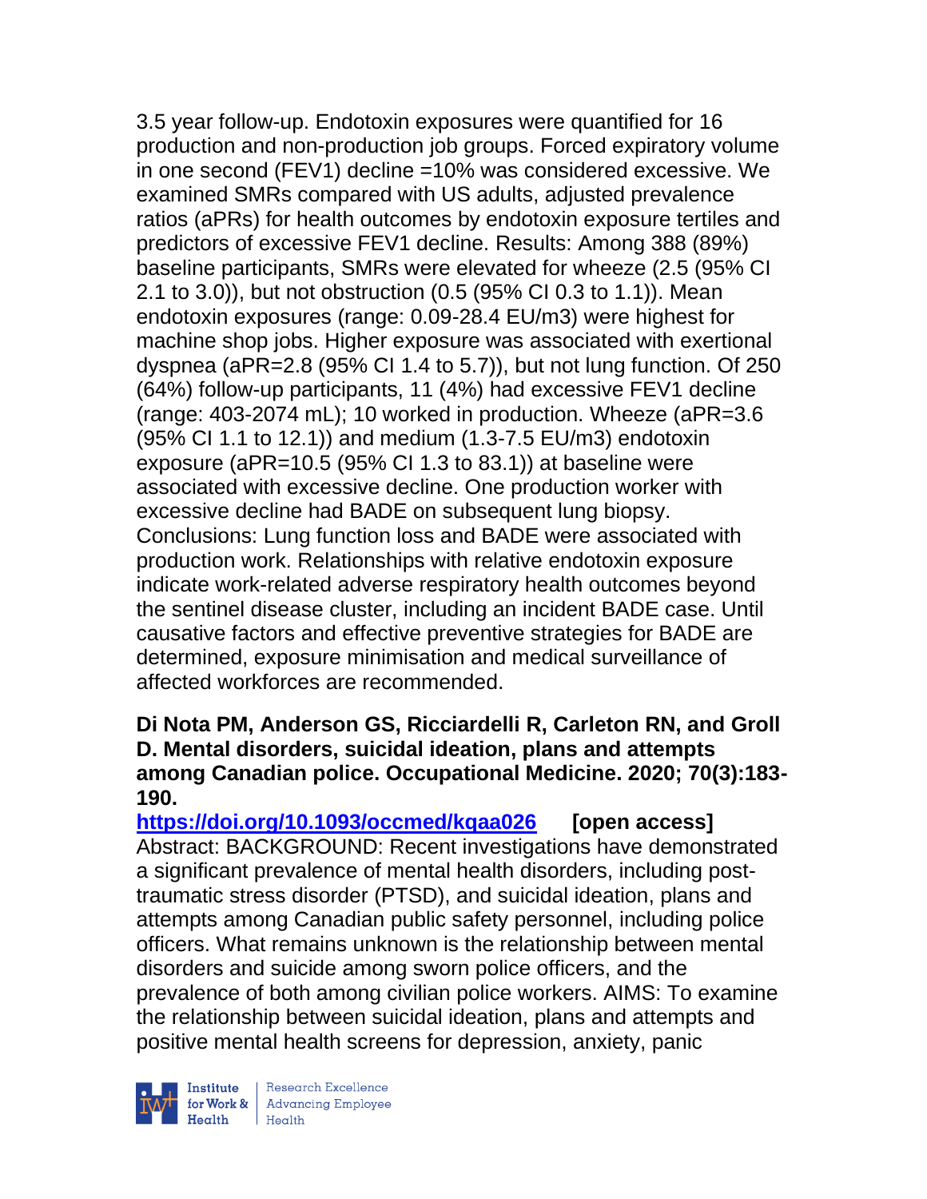3.5 year follow-up. Endotoxin exposures were quantified for 16 production and non-production job groups. Forced expiratory volume in one second (FEV1) decline =10% was considered excessive. We examined SMRs compared with US adults, adjusted prevalence ratios (aPRs) for health outcomes by endotoxin exposure tertiles and predictors of excessive FEV1 decline. Results: Among 388 (89%) baseline participants, SMRs were elevated for wheeze (2.5 (95% CI 2.1 to 3.0)), but not obstruction (0.5 (95% CI 0.3 to 1.1)). Mean endotoxin exposures (range: 0.09-28.4 EU/m3) were highest for machine shop jobs. Higher exposure was associated with exertional dyspnea (aPR=2.8 (95% CI 1.4 to 5.7)), but not lung function. Of 250 (64%) follow-up participants, 11 (4%) had excessive FEV1 decline (range: 403-2074 mL); 10 worked in production. Wheeze (aPR=3.6 (95% CI 1.1 to 12.1)) and medium (1.3-7.5 EU/m3) endotoxin exposure (aPR=10.5 (95% CI 1.3 to 83.1)) at baseline were associated with excessive decline. One production worker with excessive decline had BADE on subsequent lung biopsy. Conclusions: Lung function loss and BADE were associated with production work. Relationships with relative endotoxin exposure indicate work-related adverse respiratory health outcomes beyond the sentinel disease cluster, including an incident BADE case. Until causative factors and effective preventive strategies for BADE are determined, exposure minimisation and medical surveillance of affected workforces are recommended.

**Di Nota PM, Anderson GS, Ricciardelli R, Carleton RN, and Groll D. Mental disorders, suicidal ideation, plans and attempts among Canadian police. Occupational Medicine. 2020; 70(3):183-190.**

**https://doi.org/10.1093/occmed/kqaa026 [open access]**

Abstract: BACKGROUND: Recent investigations have demonstrated a significant prevalence of mental health disorders, including post-traumatic stress disorder (PTSD), and suicidal ideation, plans and attempts among Canadian public safety personnel, including police officers. What remains unknown is the relationship between mental disorders and suicide among sworn police officers, and the prevalence of both among civilian police workers. AIMS: To examine the relationship between suicidal ideation, plans and attempts and positive mental health screens for depression, anxiety, panic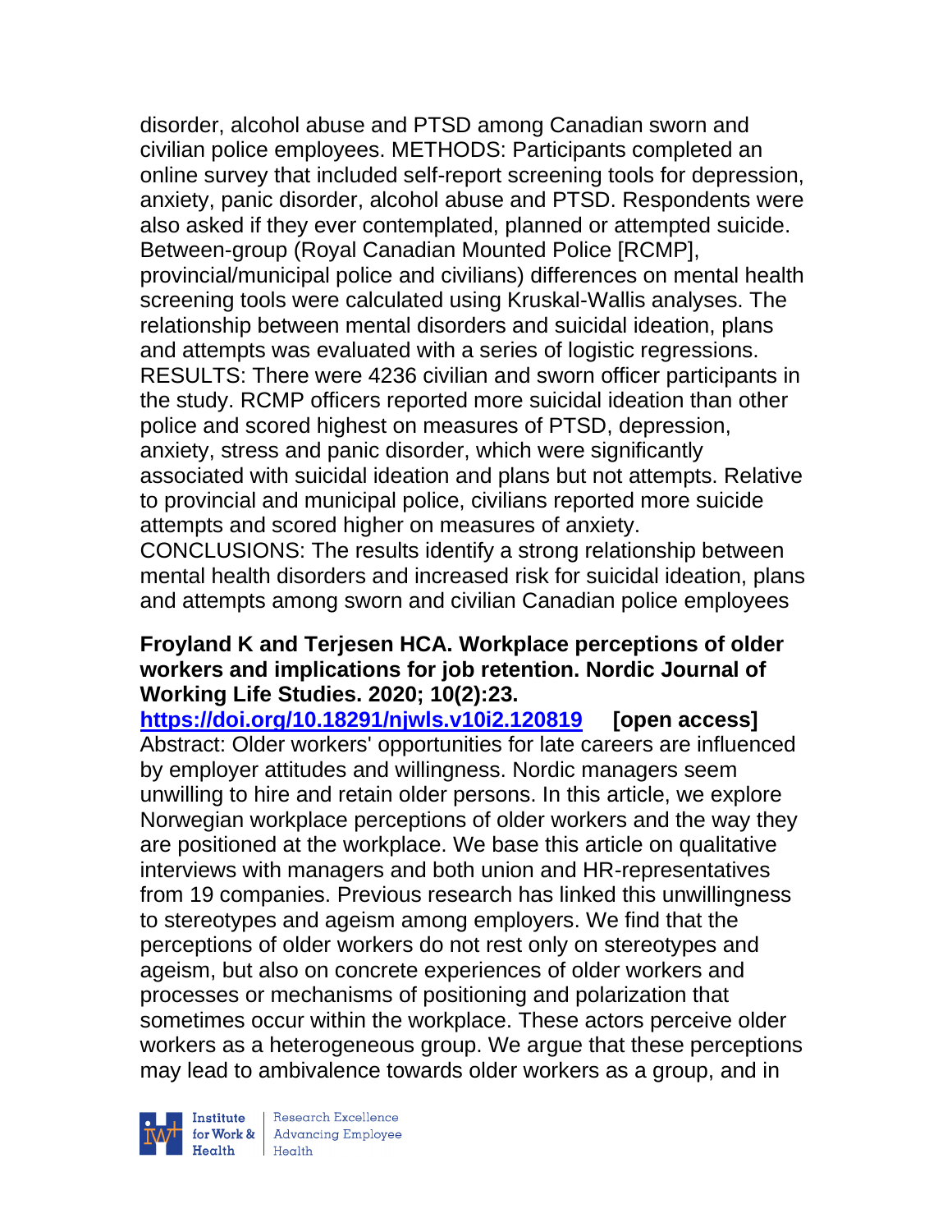disorder, alcohol abuse and PTSD among Canadian sworn and civilian police employees. METHODS: Participants completed an online survey that included self-report screening tools for depression, anxiety, panic disorder, alcohol abuse and PTSD. Respondents were also asked if they ever contemplated, planned or attempted suicide. Between-group (Royal Canadian Mounted Police [RCMP], provincial/municipal police and civilians) differences on mental health screening tools were calculated using Kruskal-Wallis analyses. The relationship between mental disorders and suicidal ideation, plans and attempts was evaluated with a series of logistic regressions. RESULTS: There were 4236 civilian and sworn officer participants in the study. RCMP officers reported more suicidal ideation than other police and scored highest on measures of PTSD, depression, anxiety, stress and panic disorder, which were significantly associated with suicidal ideation and plans but not attempts. Relative to provincial and municipal police, civilians reported more suicide attempts and scored higher on measures of anxiety. CONCLUSIONS: The results identify a strong relationship between mental health disorders and increased risk for suicidal ideation, plans and attempts among sworn and civilian Canadian police employees

**Froyland K and Terjesen HCA. Workplace perceptions of older workers and implications for job retention. Nordic Journal of Working Life Studies. 2020; 10(2):23.**
**https://doi.org/10.18291/njwls.v10i2.120819** **[open access]**
Abstract: Older workers' opportunities for late careers are influenced by employer attitudes and willingness. Nordic managers seem unwilling to hire and retain older persons. In this article, we explore Norwegian workplace perceptions of older workers and the way they are positioned at the workplace. We base this article on qualitative interviews with managers and both union and HR-representatives from 19 companies. Previous research has linked this unwillingness to stereotypes and ageism among employers. We find that the perceptions of older workers do not rest only on stereotypes and ageism, but also on concrete experiences of older workers and processes or mechanisms of positioning and polarization that sometimes occur within the workplace. These actors perceive older workers as a heterogeneous group. We argue that these perceptions may lead to ambivalence towards older workers as a group, and in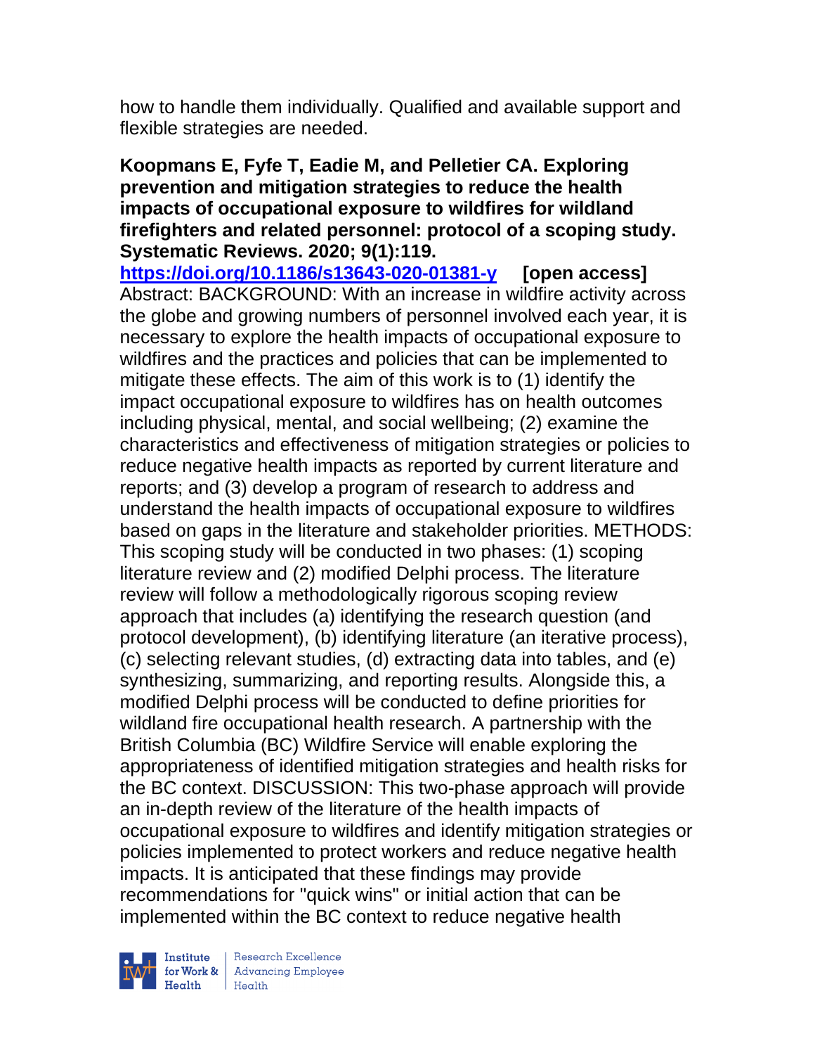how to handle them individually. Qualified and available support and flexible strategies are needed.

**Koopmans E, Fyfe T, Eadie M, and Pelletier CA. Exploring prevention and mitigation strategies to reduce the health impacts of occupational exposure to wildfires for wildland firefighters and related personnel: protocol of a scoping study. Systematic Reviews. 2020; 9(1):119.**
https://doi.org/10.1186/s13643-020-01381-y **[open access]**
Abstract: BACKGROUND: With an increase in wildfire activity across the globe and growing numbers of personnel involved each year, it is necessary to explore the health impacts of occupational exposure to wildfires and the practices and policies that can be implemented to mitigate these effects. The aim of this work is to (1) identify the impact occupational exposure to wildfires has on health outcomes including physical, mental, and social wellbeing; (2) examine the characteristics and effectiveness of mitigation strategies or policies to reduce negative health impacts as reported by current literature and reports; and (3) develop a program of research to address and understand the health impacts of occupational exposure to wildfires based on gaps in the literature and stakeholder priorities. METHODS: This scoping study will be conducted in two phases: (1) scoping literature review and (2) modified Delphi process. The literature review will follow a methodologically rigorous scoping review approach that includes (a) identifying the research question (and protocol development), (b) identifying literature (an iterative process), (c) selecting relevant studies, (d) extracting data into tables, and (e) synthesizing, summarizing, and reporting results. Alongside this, a modified Delphi process will be conducted to define priorities for wildland fire occupational health research. A partnership with the British Columbia (BC) Wildfire Service will enable exploring the appropriateness of identified mitigation strategies and health risks for the BC context. DISCUSSION: This two-phase approach will provide an in-depth review of the literature of the health impacts of occupational exposure to wildfires and identify mitigation strategies or policies implemented to protect workers and reduce negative health impacts. It is anticipated that these findings may provide recommendations for "quick wins" or initial action that can be implemented within the BC context to reduce negative health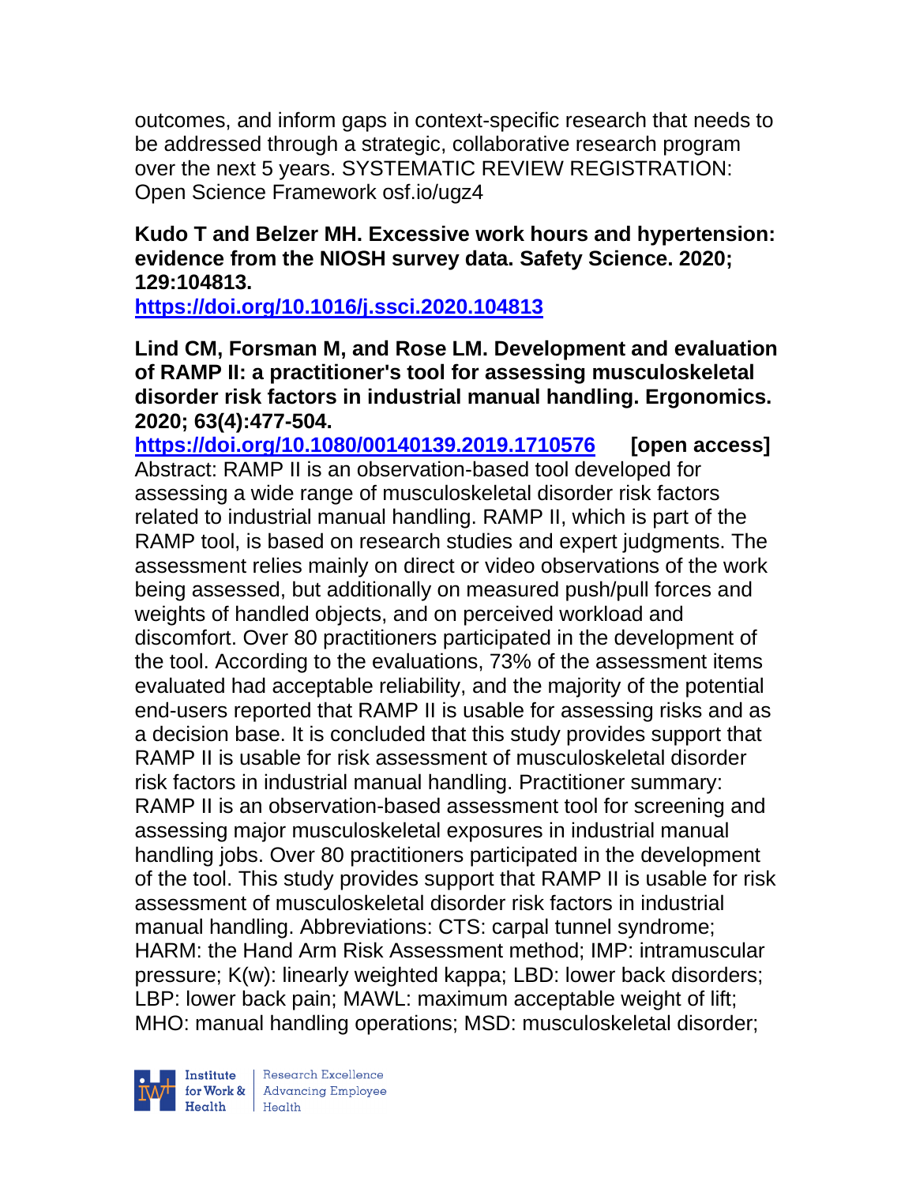outcomes, and inform gaps in context-specific research that needs to be addressed through a strategic, collaborative research program over the next 5 years. SYSTEMATIC REVIEW REGISTRATION: Open Science Framework osf.io/ugz4

**Kudo T and Belzer MH. Excessive work hours and hypertension: evidence from the NIOSH survey data. Safety Science. 2020; 129:104813.**
**https://doi.org/10.1016/j.ssci.2020.104813**

**Lind CM, Forsman M, and Rose LM. Development and evaluation of RAMP II: a practitioner's tool for assessing musculoskeletal disorder risk factors in industrial manual handling. Ergonomics. 2020; 63(4):477-504.**
**https://doi.org/10.1080/00140139.2019.1710576 [open access]**
Abstract: RAMP II is an observation-based tool developed for assessing a wide range of musculoskeletal disorder risk factors related to industrial manual handling. RAMP II, which is part of the RAMP tool, is based on research studies and expert judgments. The assessment relies mainly on direct or video observations of the work being assessed, but additionally on measured push/pull forces and weights of handled objects, and on perceived workload and discomfort. Over 80 practitioners participated in the development of the tool. According to the evaluations, 73% of the assessment items evaluated had acceptable reliability, and the majority of the potential end-users reported that RAMP II is usable for assessing risks and as a decision base. It is concluded that this study provides support that RAMP II is usable for risk assessment of musculoskeletal disorder risk factors in industrial manual handling. Practitioner summary: RAMP II is an observation-based assessment tool for screening and assessing major musculoskeletal exposures in industrial manual handling jobs. Over 80 practitioners participated in the development of the tool. This study provides support that RAMP II is usable for risk assessment of musculoskeletal disorder risk factors in industrial manual handling. Abbreviations: CTS: carpal tunnel syndrome; HARM: the Hand Arm Risk Assessment method; IMP: intramuscular pressure; K(w): linearly weighted kappa; LBD: lower back disorders; LBP: lower back pain; MAWL: maximum acceptable weight of lift; MHO: manual handling operations; MSD: musculoskeletal disorder;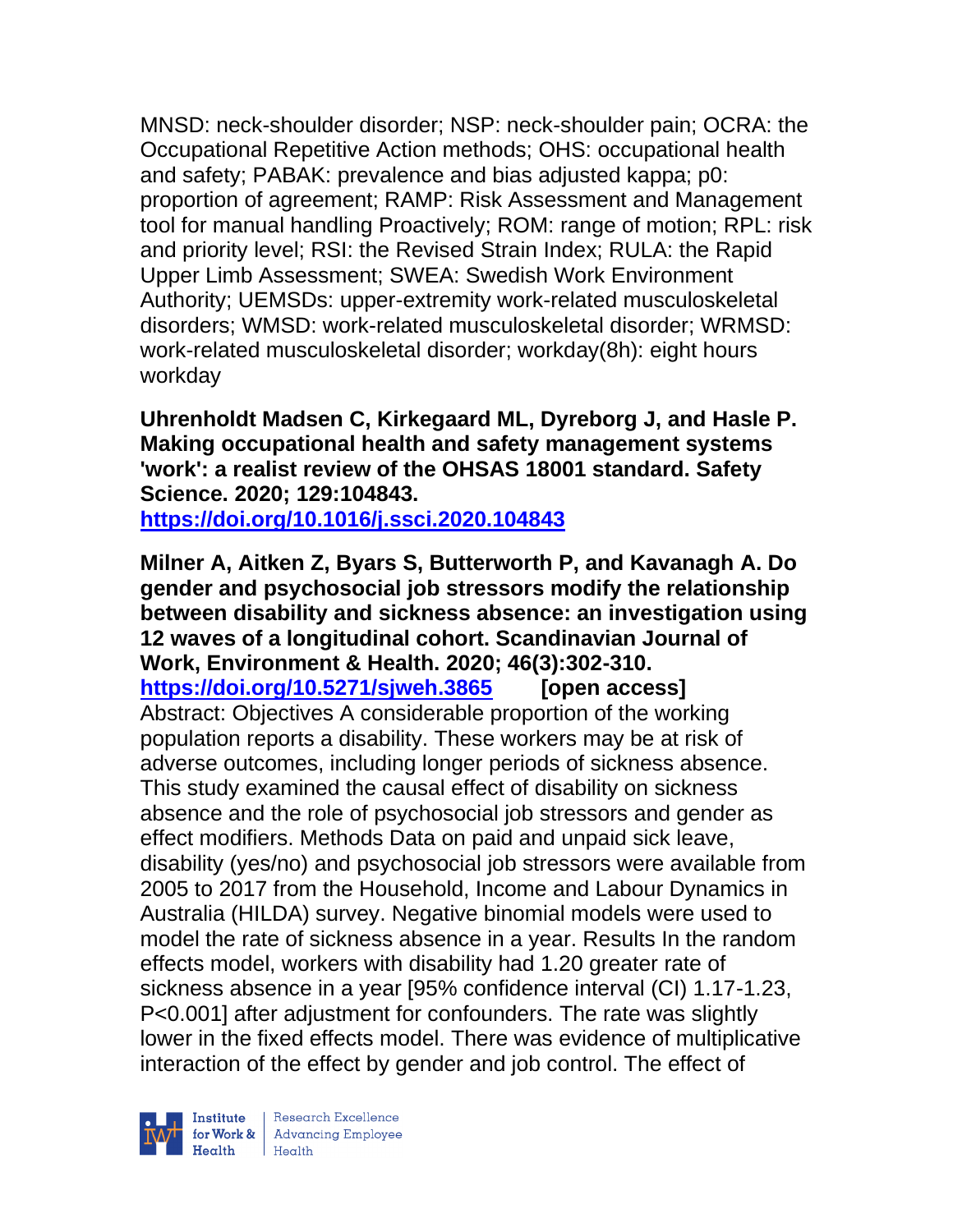MNSD: neck-shoulder disorder; NSP: neck-shoulder pain; OCRA: the Occupational Repetitive Action methods; OHS: occupational health and safety; PABAK: prevalence and bias adjusted kappa; p0: proportion of agreement; RAMP: Risk Assessment and Management tool for manual handling Proactively; ROM: range of motion; RPL: risk and priority level; RSI: the Revised Strain Index; RULA: the Rapid Upper Limb Assessment; SWEA: Swedish Work Environment Authority; UEMSDs: upper-extremity work-related musculoskeletal disorders; WMSD: work-related musculoskeletal disorder; WRMSD: work-related musculoskeletal disorder; workday(8h): eight hours workday

**Uhrenholdt Madsen C, Kirkegaard ML, Dyreborg J, and Hasle P. Making occupational health and safety management systems 'work': a realist review of the OHSAS 18001 standard. Safety Science. 2020; 129:104843.**
**https://doi.org/10.1016/j.ssci.2020.104843**

**Milner A, Aitken Z, Byars S, Butterworth P, and Kavanagh A. Do gender and psychosocial job stressors modify the relationship between disability and sickness absence: an investigation using 12 waves of a longitudinal cohort. Scandinavian Journal of Work, Environment & Health. 2020; 46(3):302-310.**
**https://doi.org/10.5271/sjweh.3865 [open access]**
Abstract: Objectives A considerable proportion of the working population reports a disability. These workers may be at risk of adverse outcomes, including longer periods of sickness absence. This study examined the causal effect of disability on sickness absence and the role of psychosocial job stressors and gender as effect modifiers. Methods Data on paid and unpaid sick leave, disability (yes/no) and psychosocial job stressors were available from 2005 to 2017 from the Household, Income and Labour Dynamics in Australia (HILDA) survey. Negative binomial models were used to model the rate of sickness absence in a year. Results In the random effects model, workers with disability had 1.20 greater rate of sickness absence in a year [95% confidence interval (CI) 1.17-1.23, P<0.001] after adjustment for confounders. The rate was slightly lower in the fixed effects model. There was evidence of multiplicative interaction of the effect by gender and job control. The effect of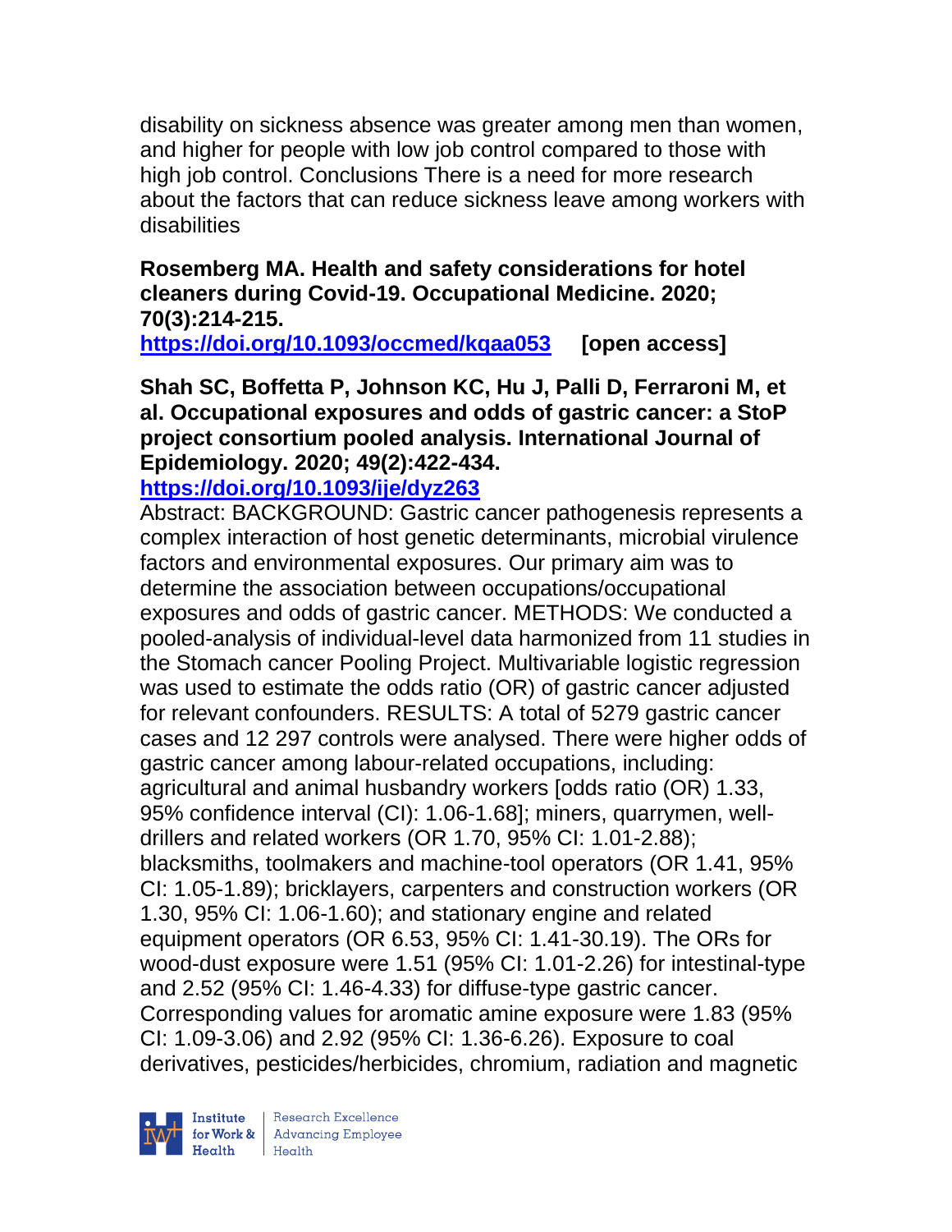disability on sickness absence was greater among men than women, and higher for people with low job control compared to those with high job control. Conclusions There is a need for more research about the factors that can reduce sickness leave among workers with disabilities

**Rosemberg MA. Health and safety considerations for hotel cleaners during Covid-19. Occupational Medicine. 2020; 70(3):214-215.**
**https://doi.org/10.1093/occmed/kqaa053** **[open access]**

**Shah SC, Boffetta P, Johnson KC, Hu J, Palli D, Ferraroni M, et al. Occupational exposures and odds of gastric cancer: a StoP project consortium pooled analysis. International Journal of Epidemiology. 2020; 49(2):422-434.**
**https://doi.org/10.1093/ije/dyz263**
Abstract: BACKGROUND: Gastric cancer pathogenesis represents a complex interaction of host genetic determinants, microbial virulence factors and environmental exposures. Our primary aim was to determine the association between occupations/occupational exposures and odds of gastric cancer. METHODS: We conducted a pooled-analysis of individual-level data harmonized from 11 studies in the Stomach cancer Pooling Project. Multivariable logistic regression was used to estimate the odds ratio (OR) of gastric cancer adjusted for relevant confounders. RESULTS: A total of 5279 gastric cancer cases and 12 297 controls were analysed. There were higher odds of gastric cancer among labour-related occupations, including: agricultural and animal husbandry workers [odds ratio (OR) 1.33, 95% confidence interval (CI): 1.06-1.68]; miners, quarrymen, well-drillers and related workers (OR 1.70, 95% CI: 1.01-2.88); blacksmiths, toolmakers and machine-tool operators (OR 1.41, 95% CI: 1.05-1.89); bricklayers, carpenters and construction workers (OR 1.30, 95% CI: 1.06-1.60); and stationary engine and related equipment operators (OR 6.53, 95% CI: 1.41-30.19). The ORs for wood-dust exposure were 1.51 (95% CI: 1.01-2.26) for intestinal-type and 2.52 (95% CI: 1.46-4.33) for diffuse-type gastric cancer. Corresponding values for aromatic amine exposure were 1.83 (95% CI: 1.09-3.06) and 2.92 (95% CI: 1.36-6.26). Exposure to coal derivatives, pesticides/herbicides, chromium, radiation and magnetic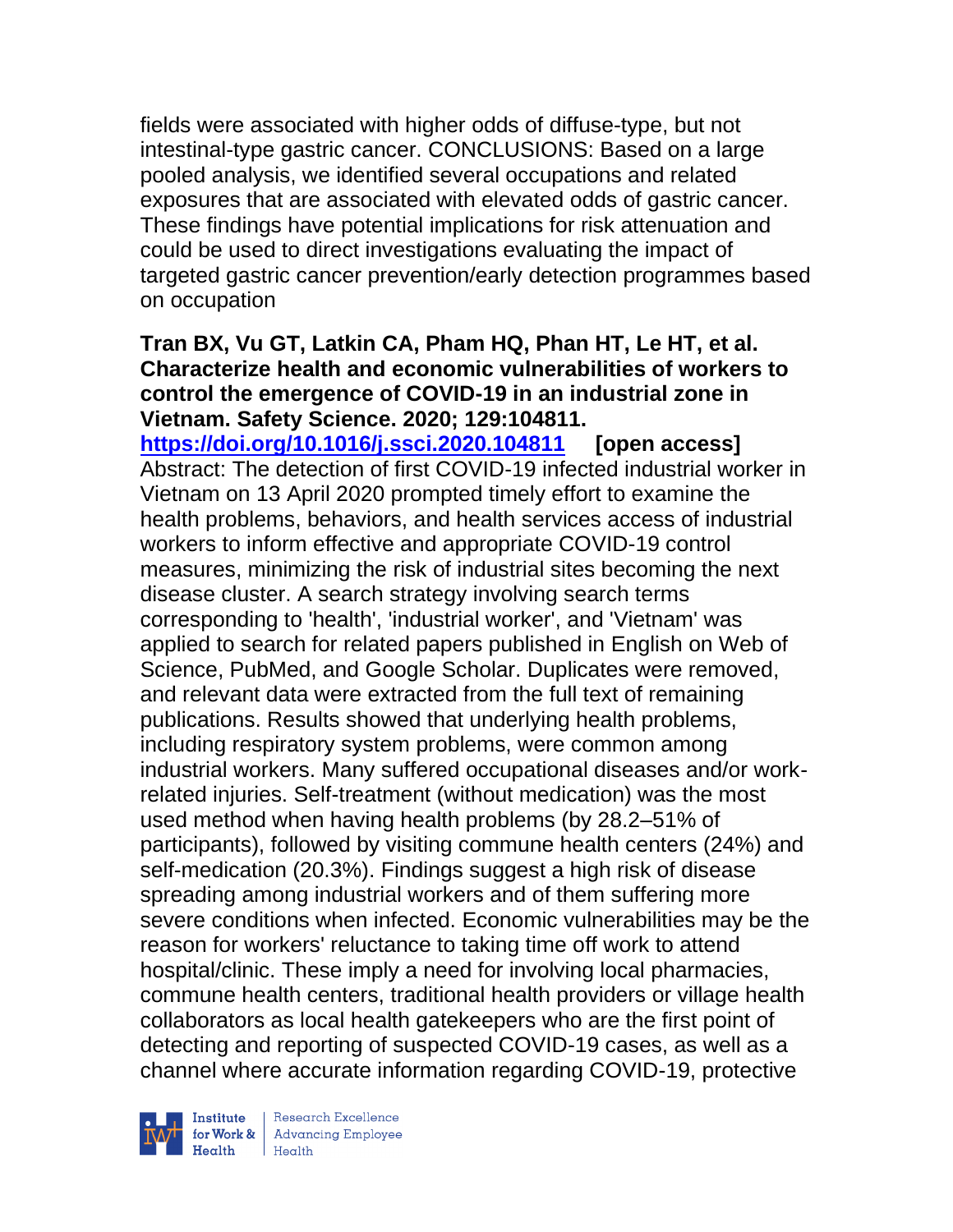fields were associated with higher odds of diffuse-type, but not intestinal-type gastric cancer. CONCLUSIONS: Based on a large pooled analysis, we identified several occupations and related exposures that are associated with elevated odds of gastric cancer. These findings have potential implications for risk attenuation and could be used to direct investigations evaluating the impact of targeted gastric cancer prevention/early detection programmes based on occupation

**Tran BX, Vu GT, Latkin CA, Pham HQ, Phan HT, Le HT, et al. Characterize health and economic vulnerabilities of workers to control the emergence of COVID-19 in an industrial zone in Vietnam. Safety Science. 2020; 129:104811. https://doi.org/10.1016/j.ssci.2020.104811 [open access]**
Abstract: The detection of first COVID-19 infected industrial worker in Vietnam on 13 April 2020 prompted timely effort to examine the health problems, behaviors, and health services access of industrial workers to inform effective and appropriate COVID-19 control measures, minimizing the risk of industrial sites becoming the next disease cluster. A search strategy involving search terms corresponding to 'health', 'industrial worker', and 'Vietnam' was applied to search for related papers published in English on Web of Science, PubMed, and Google Scholar. Duplicates were removed, and relevant data were extracted from the full text of remaining publications. Results showed that underlying health problems, including respiratory system problems, were common among industrial workers. Many suffered occupational diseases and/or work-related injuries. Self-treatment (without medication) was the most used method when having health problems (by 28.2–51% of participants), followed by visiting commune health centers (24%) and self-medication (20.3%). Findings suggest a high risk of disease spreading among industrial workers and of them suffering more severe conditions when infected. Economic vulnerabilities may be the reason for workers' reluctance to taking time off work to attend hospital/clinic. These imply a need for involving local pharmacies, commune health centers, traditional health providers or village health collaborators as local health gatekeepers who are the first point of detecting and reporting of suspected COVID-19 cases, as well as a channel where accurate information regarding COVID-19, protective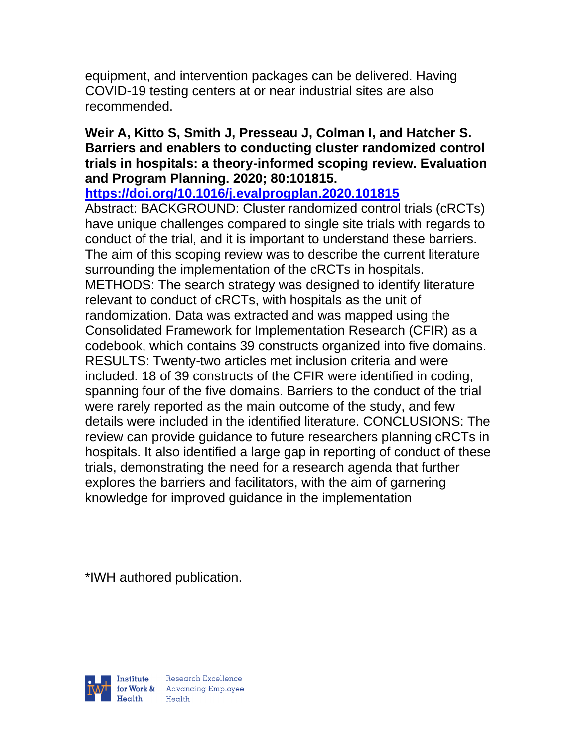equipment, and intervention packages can be delivered. Having COVID-19 testing centers at or near industrial sites are also recommended.

**Weir A, Kitto S, Smith J, Presseau J, Colman I, and Hatcher S. Barriers and enablers to conducting cluster randomized control trials in hospitals: a theory-informed scoping review. Evaluation and Program Planning. 2020; 80:101815.**
**https://doi.org/10.1016/j.evalprogplan.2020.101815**
Abstract: BACKGROUND: Cluster randomized control trials (cRCTs) have unique challenges compared to single site trials with regards to conduct of the trial, and it is important to understand these barriers. The aim of this scoping review was to describe the current literature surrounding the implementation of the cRCTs in hospitals. METHODS: The search strategy was designed to identify literature relevant to conduct of cRCTs, with hospitals as the unit of randomization. Data was extracted and was mapped using the Consolidated Framework for Implementation Research (CFIR) as a codebook, which contains 39 constructs organized into five domains. RESULTS: Twenty-two articles met inclusion criteria and were included. 18 of 39 constructs of the CFIR were identified in coding, spanning four of the five domains. Barriers to the conduct of the trial were rarely reported as the main outcome of the study, and few details were included in the identified literature. CONCLUSIONS: The review can provide guidance to future researchers planning cRCTs in hospitals. It also identified a large gap in reporting of conduct of these trials, demonstrating the need for a research agenda that further explores the barriers and facilitators, with the aim of garnering knowledge for improved guidance in the implementation

*IWH authored publication.